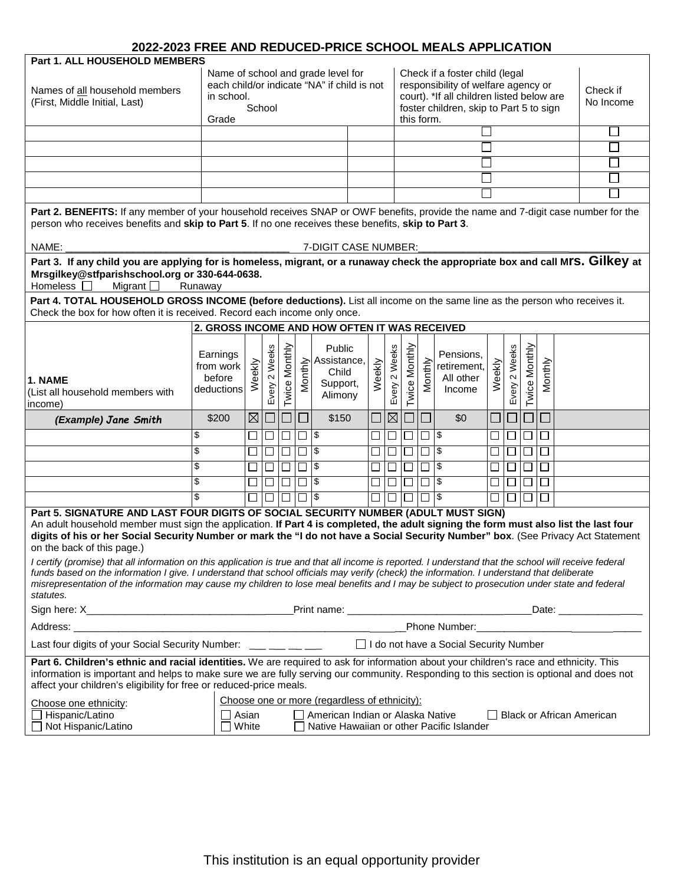# 2022-2023 FREE AND REDUCED-PRICE SCHOOL MEALS APPLICATION

**Part 1. ALL HOUSEHOLD MEMBERS**

| Names of all household members (First, Middle Initial, Last) | Name of school and grade level for each child/or indicate "NA" if child is not in school. School | Grade | Check if a foster child (legal responsibility of welfare agency or court). *If all children listed below are foster children, skip to Part 5 to sign this form. | Check if No Income |
|---|---|---|---|---|
| | | | ☐ | ☐ |
| | | | ☐ | ☐ |
| | | | ☐ | ☐ |
| | | | ☐ | ☐ |
| | | | ☐ | ☐ |

**Part 2. BENEFITS:** If any member of your household receives SNAP or OWF benefits, provide the name and 7-digit case number for the person who receives benefits and **skip to Part 5**. If no one receives these benefits, **skip to Part 3**.

NAME: ______________________________________ 7-DIGIT CASE NUMBER:______________________________

**Part 3. If any child you are applying for is homeless, migrant, or a runaway check the appropriate box and call Mrs. Gilkey at Mrsgilkey@stfparishschool.org or 330-644-0638.**

Homeless ☐ Migrant ☐ Runaway

**Part 4. TOTAL HOUSEHOLD GROSS INCOME (before deductions).** List all income on the same line as the person who receives it. Check the box for how often it is received. Record each income only once.

| 1. NAME (List all household members with income) | 2. GROSS INCOME AND HOW OFTEN IT WAS RECEIVED: Earnings from work before deductions | Weekly | Every 2 Weeks | Twice Monthly | Monthly | Public Assistance, Child Support, Alimony | Weekly | Every 2 Weeks | Twice Monthly | Monthly | Pensions, retirement, All other Income | Weekly | Every 2 Weeks | Twice Monthly | Monthly |
|---|---|---|---|---|---|---|---|---|---|---|---|---|---|---|---|
| *(Example) Jane Smith* | $200 | ☒ | ☐ | ☐ | ☐ | $150 | ☐ | ☒ | ☐ | ☐ | $0 | ☐ | ☐ | ☐ | ☐ |
| | $ | ☐ | ☐ | ☐ | ☐ | $ | ☐ | ☐ | ☐ | ☐ | $ | ☐ | ☐ | ☐ | ☐ |
| | $ | ☐ | ☐ | ☐ | ☐ | $ | ☐ | ☐ | ☐ | ☐ | $ | ☐ | ☐ | ☐ | ☐ |
| | $ | ☐ | ☐ | ☐ | ☐ | $ | ☐ | ☐ | ☐ | ☐ | $ | ☐ | ☐ | ☐ | ☐ |
| | $ | ☐ | ☐ | ☐ | ☐ | $ | ☐ | ☐ | ☐ | ☐ | $ | ☐ | ☐ | ☐ | ☐ |
| | $ | ☐ | ☐ | ☐ | ☐ | $ | ☐ | ☐ | ☐ | ☐ | $ | ☐ | ☐ | ☐ | ☐ |

**Part 5. SIGNATURE AND LAST FOUR DIGITS OF SOCIAL SECURITY NUMBER (ADULT MUST SIGN)**

An adult household member must sign the application. **If Part 4 is completed, the adult signing the form must also list the last four digits of his or her Social Security Number or mark the "I do not have a Social Security Number" box**. (See Privacy Act Statement on the back of this page.)

*I certify (promise) that all information on this application is true and that all income is reported. I understand that the school will receive federal funds based on the information I give. I understand that school officials may verify (check) the information. I understand that deliberate misrepresentation of the information may cause my children to lose meal benefits and I may be subject to prosecution under state and federal statutes.*

Sign here: X_______________________________________Print name: ___________________________________Date: _______________

Address: _______________________________________________________________Phone Number:_______________________________

Last four digits of your Social Security Number: ___ ___ ___ ___ ☐ I do not have a Social Security Number

**Part 6. Children's ethnic and racial identities.** We are required to ask for information about your children's race and ethnicity. This information is important and helps to make sure we are fully serving our community. Responding to this section is optional and does not affect your children's eligibility for free or reduced-price meals.

Choose one ethnicity:
☐ Hispanic/Latino
☐ Not Hispanic/Latino

Choose one or more (regardless of ethnicity):
☐ Asian ☐ American Indian or Alaska Native ☐ Black or African American
☐ White ☐ Native Hawaiian or other Pacific Islander

This institution is an equal opportunity provider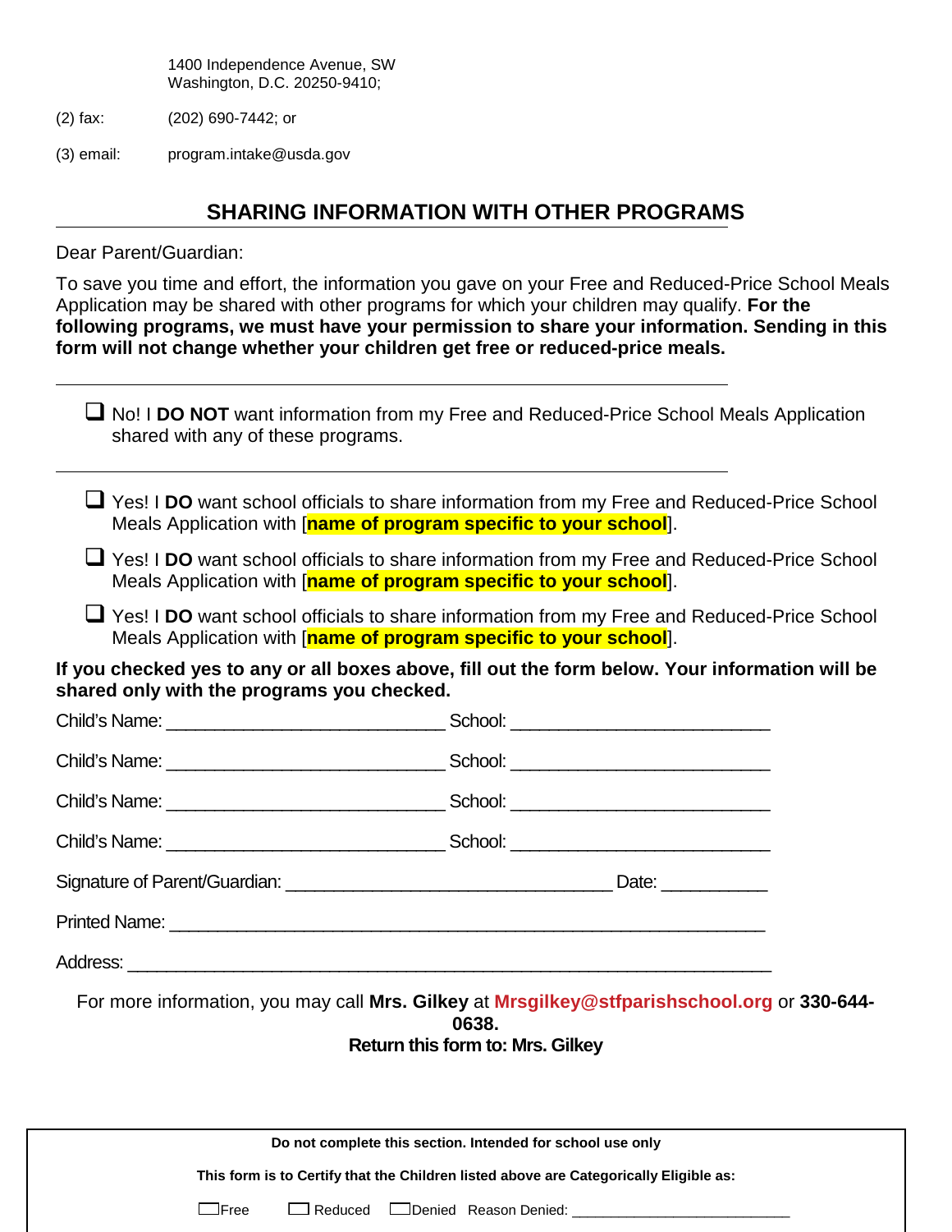1400 Independence Avenue, SW
Washington, D.C. 20250-9410;

(2) fax: (202) 690-7442; or

(3) email: program.intake@usda.gov

## SHARING INFORMATION WITH OTHER PROGRAMS

Dear Parent/Guardian:

To save you time and effort, the information you gave on your Free and Reduced-Price School Meals Application may be shared with other programs for which your children may qualify. **For the following programs, we must have your permission to share your information. Sending in this form will not change whether your children get free or reduced-price meals.**

---

☐ No! I **DO NOT** want information from my Free and Reduced-Price School Meals Application shared with any of these programs.

---

☐ Yes! I **DO** want school officials to share information from my Free and Reduced-Price School Meals Application with [**name of program specific to your school**].

☐ Yes! I **DO** want school officials to share information from my Free and Reduced-Price School Meals Application with [**name of program specific to your school**].

☐ Yes! I **DO** want school officials to share information from my Free and Reduced-Price School Meals Application with [**name of program specific to your school**].

**If you checked yes to any or all boxes above, fill out the form below. Your information will be shared only with the programs you checked.**

Child's Name: ____________________________ School: __________________________

Child's Name: ____________________________ School: __________________________

Child's Name: ____________________________ School: __________________________

Child's Name: ____________________________ School: __________________________

Signature of Parent/Guardian: _________________________________ Date: ___________

Printed Name: _____________________________________________________________

Address: _________________________________________________________________

For more information, you may call **Mrs. Gilkey** at **Mrsgilkey@stfparishschool.org** or **330-644-0638.**

**Return this form to: Mrs. Gilkey**

---

**Do not complete this section. Intended for school use only**

**This form is to Certify that the Children listed above are Categorically Eligible as:**

☐ Free ☐ Reduced ☐ Denied Reason Denied: __________________________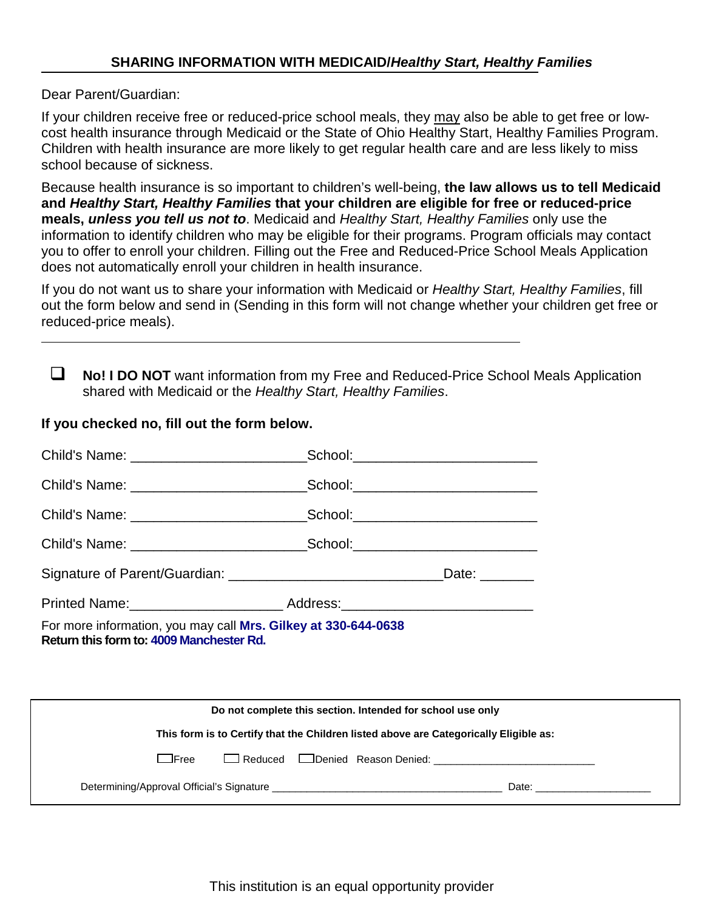## SHARING INFORMATION WITH MEDICAID/*Healthy Start, Healthy Families*

Dear Parent/Guardian:

If your children receive free or reduced-price school meals, they may also be able to get free or low-cost health insurance through Medicaid or the State of Ohio Healthy Start, Healthy Families Program. Children with health insurance are more likely to get regular health care and are less likely to miss school because of sickness.

Because health insurance is so important to children's well-being, **the law allows us to tell Medicaid and *Healthy Start, Healthy Families* that your children are eligible for free or reduced-price meals, *unless you tell us not to***. Medicaid and *Healthy Start, Healthy Families* only use the information to identify children who may be eligible for their programs. Program officials may contact you to offer to enroll your children. Filling out the Free and Reduced-Price School Meals Application does not automatically enroll your children in health insurance.

If you do not want us to share your information with Medicaid or *Healthy Start, Healthy Families*, fill out the form below and send in (Sending in this form will not change whether your children get free or reduced-price meals).

---

☐ **No! I DO NOT** want information from my Free and Reduced-Price School Meals Application shared with Medicaid or the *Healthy Start, Healthy Families*.

**If you checked no, fill out the form below.**

Child's Name: ______________________ School: ______________________

Child's Name: ______________________ School: ______________________

Child's Name: ______________________ School: ______________________

Child's Name: ______________________ School: ______________________

Signature of Parent/Guardian: ____________________________ Date: _______

Printed Name: ____________________ Address: ________________________

For more information, you may call **Mrs. Gilkey at 330-644-0638**
**Return this form to: 4009 Manchester Rd.**

---

**Do not complete this section. Intended for school use only**

**This form is to Certify that the Children listed above are Categorically Eligible as:**

☐ Free ☐ Reduced ☐ Denied Reason Denied: ___________________________

Determining/Approval Official's Signature ________________________________________ Date: ___________________

This institution is an equal opportunity provider